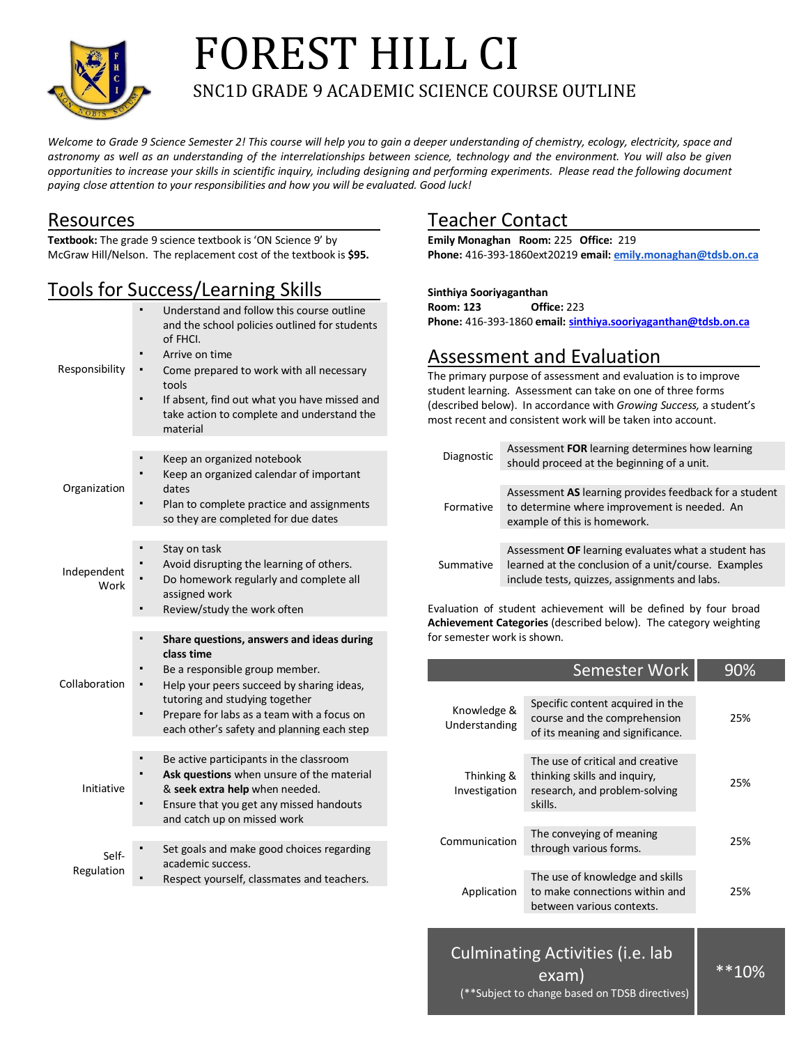# FOREST HILL CI

## SNC1D GRADE 9 ACADEMIC SCIENCE COURSE OUTLINE

*Welcome to Grade 9 Science Semester 2! This course will help you to gain a deeper understanding of chemistry, ecology, electricity, space and astronomy as well as an understanding of the interrelationships between science, technology and the environment. You will also be given opportunities to increase your skills in scientific inquiry, including designing and performing experiments. Please read the following document paying close attention to your responsibilities and how you will be evaluated. Good luck!*

## Resources

**Textbook:** The grade 9 science textbook is 'ON Science 9' by McGraw Hill/Nelson. The replacement cost of the textbook is **$95.**

## Tools for Success/Learning Skills

| | |
|---|---|
| Responsibility | ▪ Understand and follow this course outline and the school policies outlined for students of FHCI.<br>▪ Arrive on time<br>▪ Come prepared to work with all necessary tools<br>▪ If absent, find out what you have missed and take action to complete and understand the material |
| Organization | ▪ Keep an organized notebook<br>▪ Keep an organized calendar of important dates<br>▪ Plan to complete practice and assignments so they are completed for due dates |
| Independent Work | ▪ Stay on task<br>▪ Avoid disrupting the learning of others.<br>▪ Do homework regularly and complete all assigned work<br>▪ Review/study the work often |
| Collaboration | ▪ **Share questions, answers and ideas during class time**<br>▪ Be a responsible group member.<br>▪ Help your peers succeed by sharing ideas, tutoring and studying together<br>▪ Prepare for labs as a team with a focus on each other's safety and planning each step |
| Initiative | ▪ Be active participants in the classroom<br>▪ **Ask questions** when unsure of the material & **seek extra help** when needed.<br>▪ Ensure that you get any missed handouts and catch up on missed work |
| Self-Regulation | ▪ Set goals and make good choices regarding academic success.<br>▪ Respect yourself, classmates and teachers. |

## Teacher Contact

**Emily Monaghan** **Room:** 225 **Office:** 219
**Phone:** 416-393-1860ext20219 **email:** emily.monaghan@tdsb.on.ca

**Sinthiya Sooriyaganthan**
**Room: 123** **Office:** 223
**Phone:** 416-393-1860 **email:** sinthiya.sooriyaganthan@tdsb.on.ca

## Assessment and Evaluation

The primary purpose of assessment and evaluation is to improve student learning. Assessment can take on one of three forms (described below). In accordance with *Growing Success,* a student's most recent and consistent work will be taken into account.

| | |
|---|---|
| Diagnostic | Assessment **FOR** learning determines how learning should proceed at the beginning of a unit. |
| Formative | Assessment **AS** learning provides feedback for a student to determine where improvement is needed. An example of this is homework. |
| Summative | Assessment **OF** learning evaluates what a student has learned at the conclusion of a unit/course. Examples include tests, quizzes, assignments and labs. |

Evaluation of student achievement will be defined by four broad **Achievement Categories** (described below). The category weighting for semester work is shown.

| Semester Work | | 90% |
|---|---|---|
| Knowledge & Understanding | Specific content acquired in the course and the comprehension of its meaning and significance. | 25% |
| Thinking & Investigation | The use of critical and creative thinking skills and inquiry, research, and problem-solving skills. | 25% |
| Communication | The conveying of meaning through various forms. | 25% |
| Application | The use of knowledge and skills to make connections within and between various contexts. | 25% |

| Culminating Activities (i.e. lab exam) (**Subject to change based on TDSB directives) | **10% |
|---|---|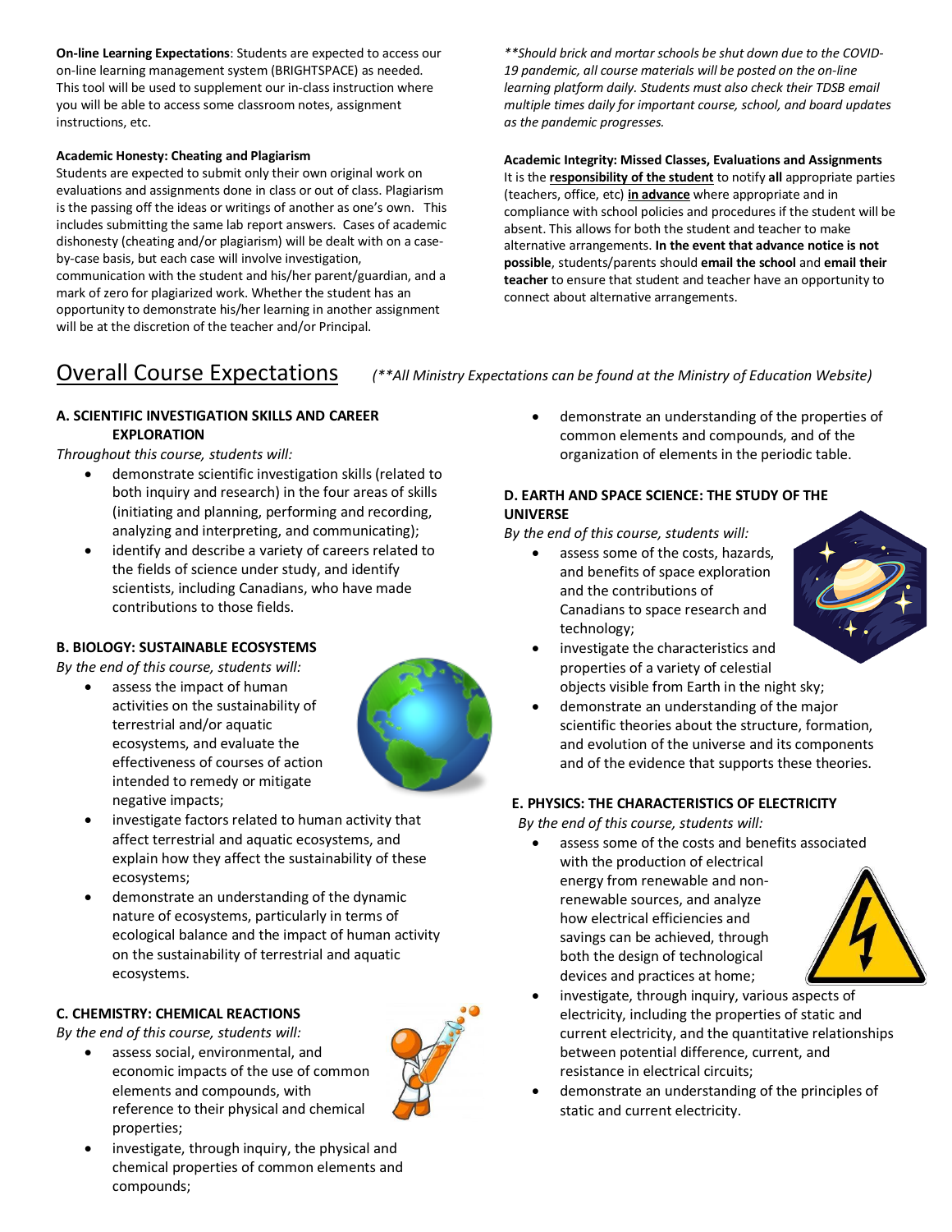**On-line Learning Expectations**: Students are expected to access our on-line learning management system (BRIGHTSPACE) as needed. This tool will be used to supplement our in-class instruction where you will be able to access some classroom notes, assignment instructions, etc.

**Academic Honesty: Cheating and Plagiarism**

Students are expected to submit only their own original work on evaluations and assignments done in class or out of class. Plagiarism is the passing off the ideas or writings of another as one's own. This includes submitting the same lab report answers. Cases of academic dishonesty (cheating and/or plagiarism) will be dealt with on a case-by-case basis, but each case will involve investigation, communication with the student and his/her parent/guardian, and a mark of zero for plagiarized work. Whether the student has an opportunity to demonstrate his/her learning in another assignment will be at the discretion of the teacher and/or Principal.

*\*\*Should brick and mortar schools be shut down due to the COVID-19 pandemic, all course materials will be posted on the on-line learning platform daily. Students must also check their TDSB email multiple times daily for important course, school, and board updates as the pandemic progresses.*

**Academic Integrity: Missed Classes, Evaluations and Assignments**

It is the **responsibility of the student** to notify **all** appropriate parties (teachers, office, etc) **in advance** where appropriate and in compliance with school policies and procedures if the student will be absent. This allows for both the student and teacher to make alternative arrangements. **In the event that advance notice is not possible**, students/parents should **email the school** and **email their teacher** to ensure that student and teacher have an opportunity to connect about alternative arrangements.

## Overall Course Expectations

*(\*\*All Ministry Expectations can be found at the Ministry of Education Website)*

### A. SCIENTIFIC INVESTIGATION SKILLS AND CAREER EXPLORATION

*Throughout this course, students will:*

- demonstrate scientific investigation skills (related to both inquiry and research) in the four areas of skills (initiating and planning, performing and recording, analyzing and interpreting, and communicating);
- identify and describe a variety of careers related to the fields of science under study, and identify scientists, including Canadians, who have made contributions to those fields.

### B. BIOLOGY: SUSTAINABLE ECOSYSTEMS

*By the end of this course, students will:*

- assess the impact of human activities on the sustainability of terrestrial and/or aquatic ecosystems, and evaluate the effectiveness of courses of action intended to remedy or mitigate negative impacts;
- investigate factors related to human activity that affect terrestrial and aquatic ecosystems, and explain how they affect the sustainability of these ecosystems;
- demonstrate an understanding of the dynamic nature of ecosystems, particularly in terms of ecological balance and the impact of human activity on the sustainability of terrestrial and aquatic ecosystems.

### C. CHEMISTRY: CHEMICAL REACTIONS

*By the end of this course, students will:*

- assess social, environmental, and economic impacts of the use of common elements and compounds, with reference to their physical and chemical properties;
- investigate, through inquiry, the physical and chemical properties of common elements and compounds;
- demonstrate an understanding of the properties of common elements and compounds, and of the organization of elements in the periodic table.

### D. EARTH AND SPACE SCIENCE: THE STUDY OF THE UNIVERSE

*By the end of this course, students will:*

- assess some of the costs, hazards, and benefits of space exploration and the contributions of Canadians to space research and technology;
- investigate the characteristics and properties of a variety of celestial objects visible from Earth in the night sky;
- demonstrate an understanding of the major scientific theories about the structure, formation, and evolution of the universe and its components and of the evidence that supports these theories.

### E. PHYSICS: THE CHARACTERISTICS OF ELECTRICITY

*By the end of this course, students will:*

- assess some of the costs and benefits associated with the production of electrical energy from renewable and non-renewable sources, and analyze how electrical efficiencies and savings can be achieved, through both the design of technological devices and practices at home;
- investigate, through inquiry, various aspects of electricity, including the properties of static and current electricity, and the quantitative relationships between potential difference, current, and resistance in electrical circuits;
- demonstrate an understanding of the principles of static and current electricity.